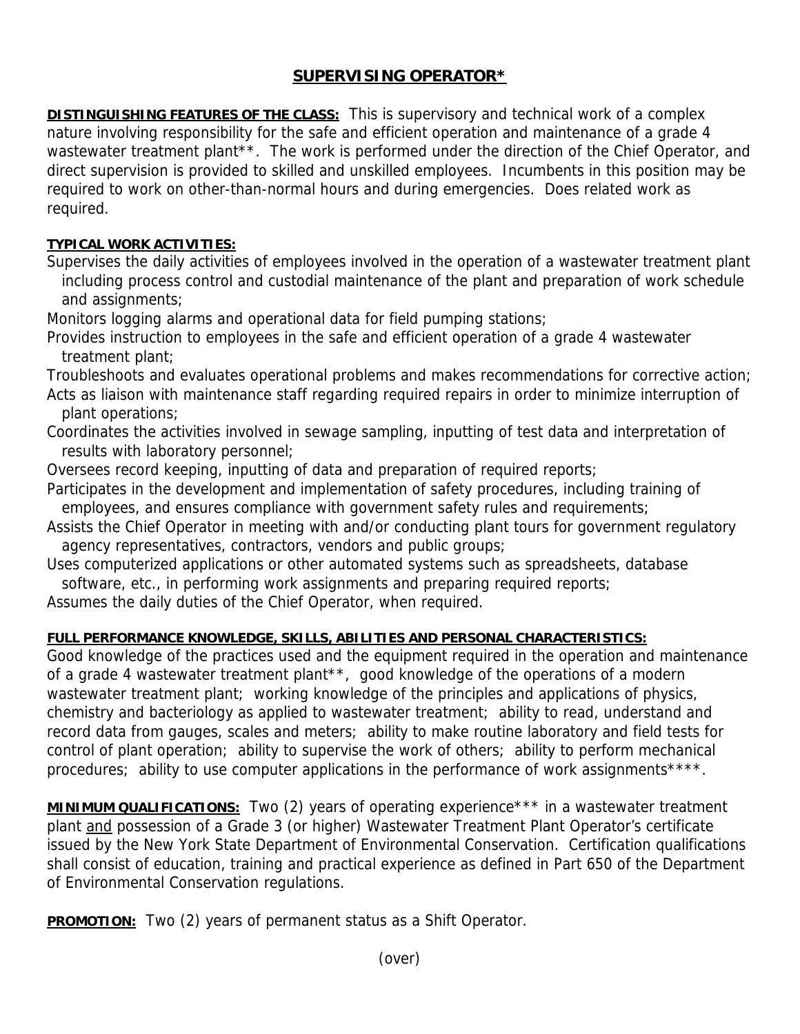# SUPERVISING OPERATOR*

**DISTINGUISHING FEATURES OF THE CLASS:** This is supervisory and technical work of a complex nature involving responsibility for the safe and efficient operation and maintenance of a grade 4 wastewater treatment plant**. The work is performed under the direction of the Chief Operator, and direct supervision is provided to skilled and unskilled employees. Incumbents in this position may be required to work on other-than-normal hours and during emergencies. Does related work as required.

**TYPICAL WORK ACTIVITIES:**

Supervises the daily activities of employees involved in the operation of a wastewater treatment plant including process control and custodial maintenance of the plant and preparation of work schedule and assignments;

Monitors logging alarms and operational data for field pumping stations;

Provides instruction to employees in the safe and efficient operation of a grade 4 wastewater treatment plant;

Troubleshoots and evaluates operational problems and makes recommendations for corrective action;

Acts as liaison with maintenance staff regarding required repairs in order to minimize interruption of plant operations;

Coordinates the activities involved in sewage sampling, inputting of test data and interpretation of results with laboratory personnel;

Oversees record keeping, inputting of data and preparation of required reports;

Participates in the development and implementation of safety procedures, including training of employees, and ensures compliance with government safety rules and requirements;

Assists the Chief Operator in meeting with and/or conducting plant tours for government regulatory agency representatives, contractors, vendors and public groups;

Uses computerized applications or other automated systems such as spreadsheets, database software, etc., in performing work assignments and preparing required reports;

Assumes the daily duties of the Chief Operator, when required.

**FULL PERFORMANCE KNOWLEDGE, SKILLS, ABILITIES AND PERSONAL CHARACTERISTICS:**

Good knowledge of the practices used and the equipment required in the operation and maintenance of a grade 4 wastewater treatment plant**, good knowledge of the operations of a modern wastewater treatment plant; working knowledge of the principles and applications of physics, chemistry and bacteriology as applied to wastewater treatment; ability to read, understand and record data from gauges, scales and meters; ability to make routine laboratory and field tests for control of plant operation; ability to supervise the work of others; ability to perform mechanical procedures; ability to use computer applications in the performance of work assignments****.

**MINIMUM QUALIFICATIONS:** Two (2) years of operating experience*** in a wastewater treatment plant <u>and</u> possession of a Grade 3 (or higher) Wastewater Treatment Plant Operator's certificate issued by the New York State Department of Environmental Conservation. Certification qualifications shall consist of education, training and practical experience as defined in Part 650 of the Department of Environmental Conservation regulations.

**PROMOTION:** Two (2) years of permanent status as a Shift Operator.

(over)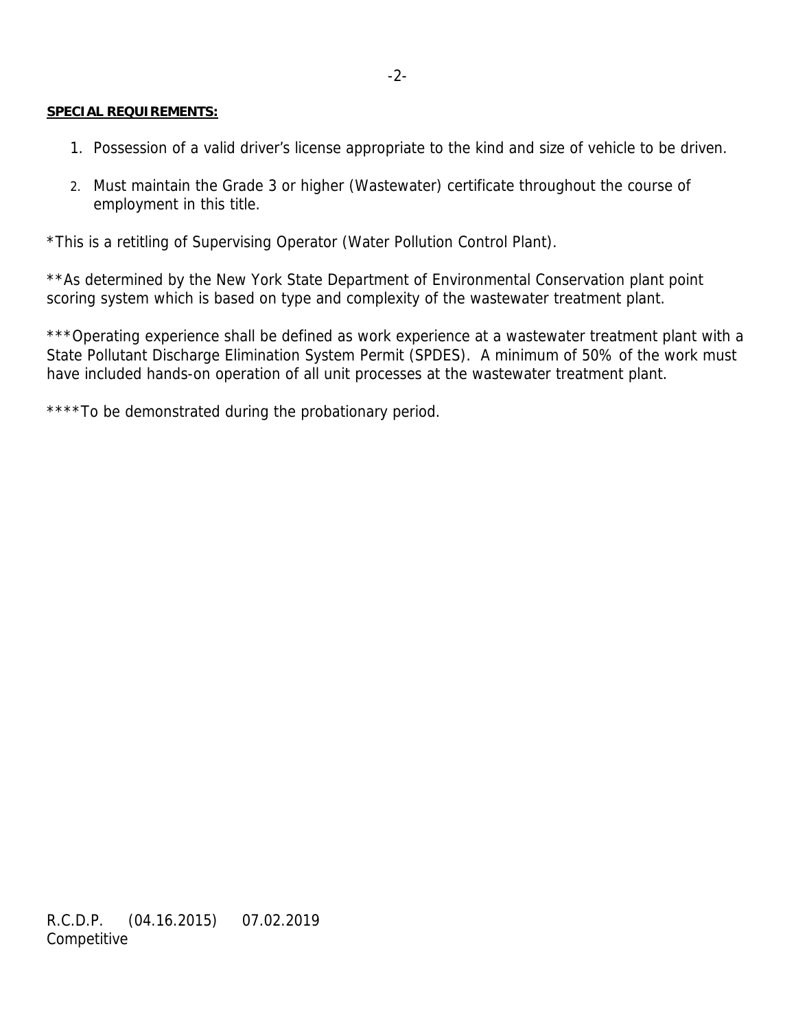**SPECIAL REQUIREMENTS:**

1. Possession of a valid driver's license appropriate to the kind and size of vehicle to be driven.
2. Must maintain the Grade 3 or higher (Wastewater) certificate throughout the course of employment in this title.

*This is a retitling of Supervising Operator (Water Pollution Control Plant).

**As determined by the New York State Department of Environmental Conservation plant point scoring system which is based on type and complexity of the wastewater treatment plant.

***Operating experience shall be defined as work experience at a wastewater treatment plant with a State Pollutant Discharge Elimination System Permit (SPDES). A minimum of 50% of the work must have included hands-on operation of all unit processes at the wastewater treatment plant.

****To be demonstrated during the probationary period.

R.C.D.P. (04.16.2015) 07.02.2019
Competitive